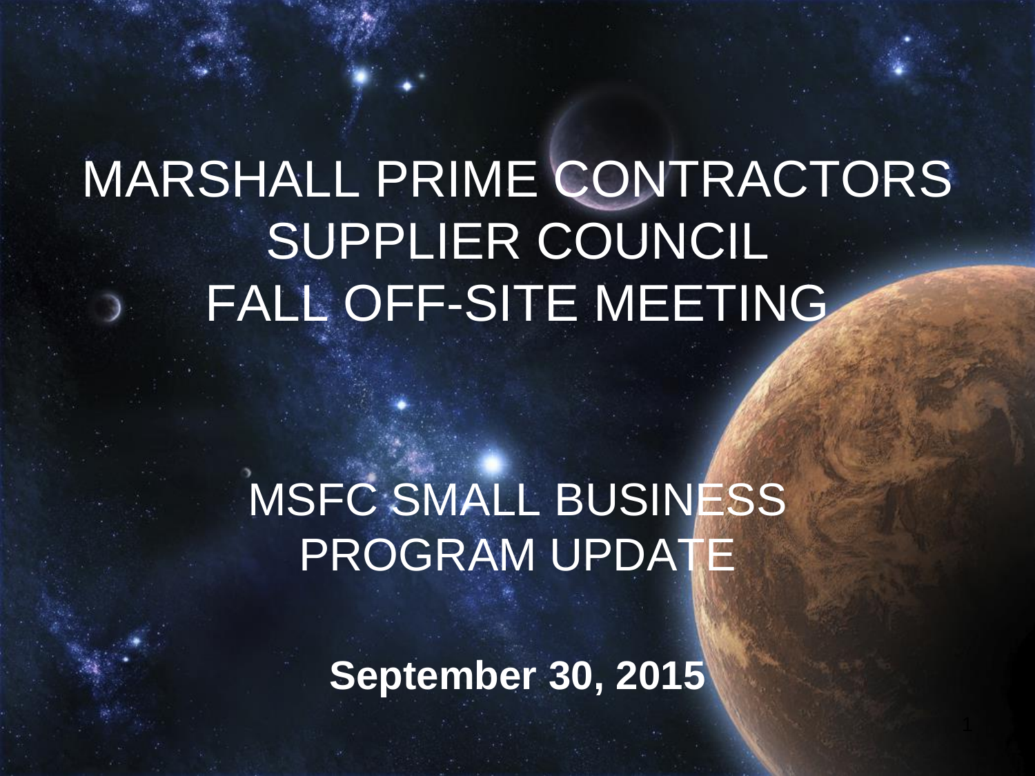# MARSHALL PRIME CONTRACTORS SUPPLIER COUNCIL FALL OFF-SITE MEETING

## MSFC SMALL BUSINESS PROGRAM UPDATE

**September 30, 2015**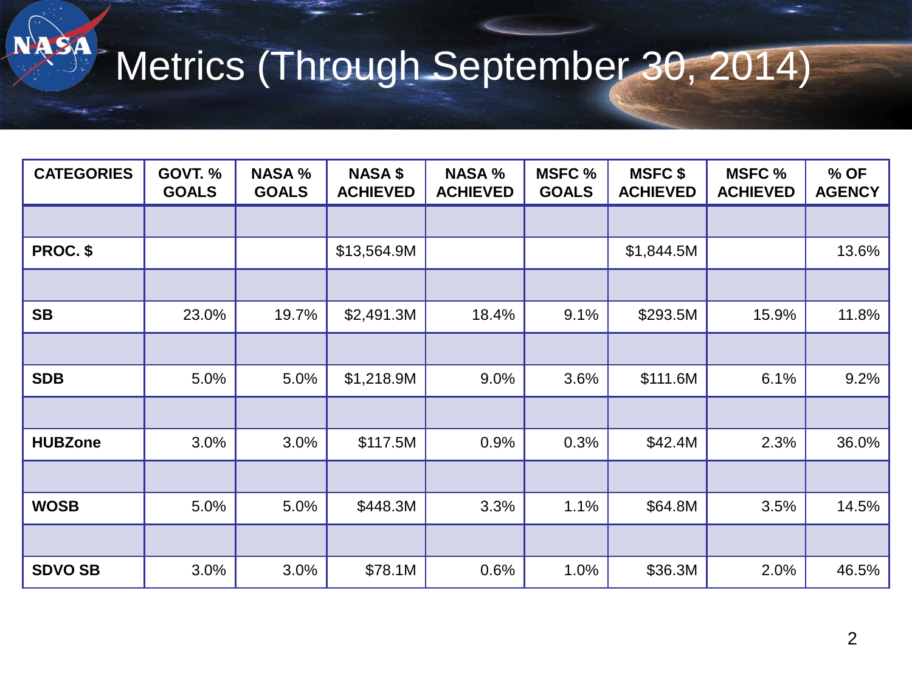# Metrics (Through September 30, 2014)

| CATEGORIES | GOVT. % GOALS | NASA % GOALS | NASA $ ACHIEVED | NASA % ACHIEVED | MSFC % GOALS | MSFC $ ACHIEVED | MSFC % ACHIEVED | % OF AGENCY |
|---|---|---|---|---|---|---|---|---|
| | | | | | | | | |
| **PROC. $** | | | $13,564.9M | | | $1,844.5M | | 13.6% |
| | | | | | | | | |
| **SB** | 23.0% | 19.7% | $2,491.3M | 18.4% | 9.1% | $293.5M | 15.9% | 11.8% |
| | | | | | | | | |
| **SDB** | 5.0% | 5.0% | $1,218.9M | 9.0% | 3.6% | $111.6M | 6.1% | 9.2% |
| | | | | | | | | |
| **HUBZone** | 3.0% | 3.0% | $117.5M | 0.9% | 0.3% | $42.4M | 2.3% | 36.0% |
| | | | | | | | | |
| **WOSB** | 5.0% | 5.0% | $448.3M | 3.3% | 1.1% | $64.8M | 3.5% | 14.5% |
| | | | | | | | | |
| **SDVO SB** | 3.0% | 3.0% | $78.1M | 0.6% | 1.0% | $36.3M | 2.0% | 46.5% |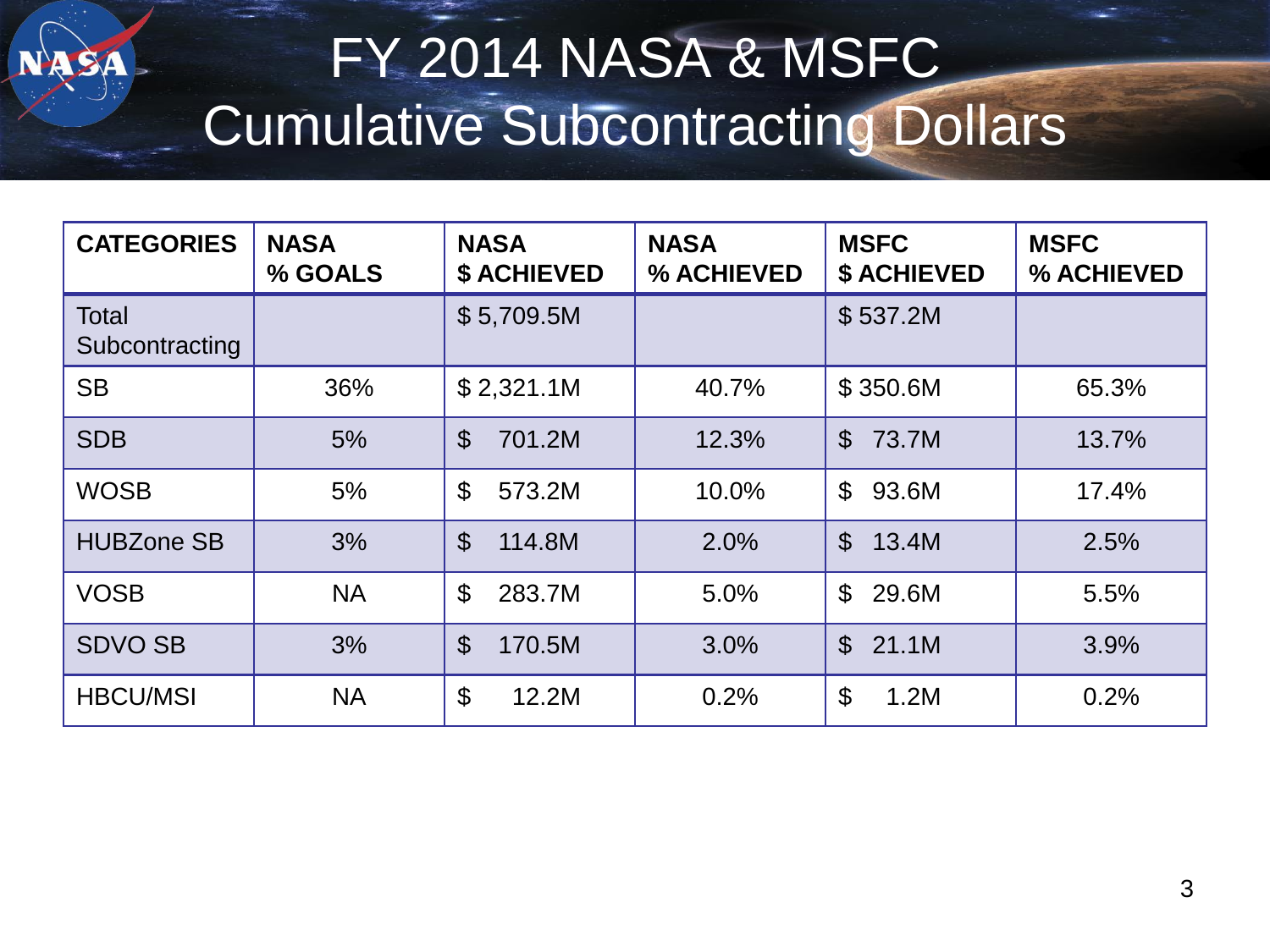# FY 2014 NASA & MSFC Cumulative Subcontracting Dollars

| CATEGORIES | NASA % GOALS | NASA $ ACHIEVED | NASA % ACHIEVED | MSFC $ ACHIEVED | MSFC % ACHIEVED |
|---|---|---|---|---|---|
| Total Subcontracting | | $ 5,709.5M | | $ 537.2M | |
| SB | 36% | $ 2,321.1M | 40.7% | $ 350.6M | 65.3% |
| SDB | 5% | $ 701.2M | 12.3% | $ 73.7M | 13.7% |
| WOSB | 5% | $ 573.2M | 10.0% | $ 93.6M | 17.4% |
| HUBZone SB | 3% | $ 114.8M | 2.0% | $ 13.4M | 2.5% |
| VOSB | NA | $ 283.7M | 5.0% | $ 29.6M | 5.5% |
| SDVO SB | 3% | $ 170.5M | 3.0% | $ 21.1M | 3.9% |
| HBCU/MSI | NA | $ 12.2M | 0.2% | $ 1.2M | 0.2% |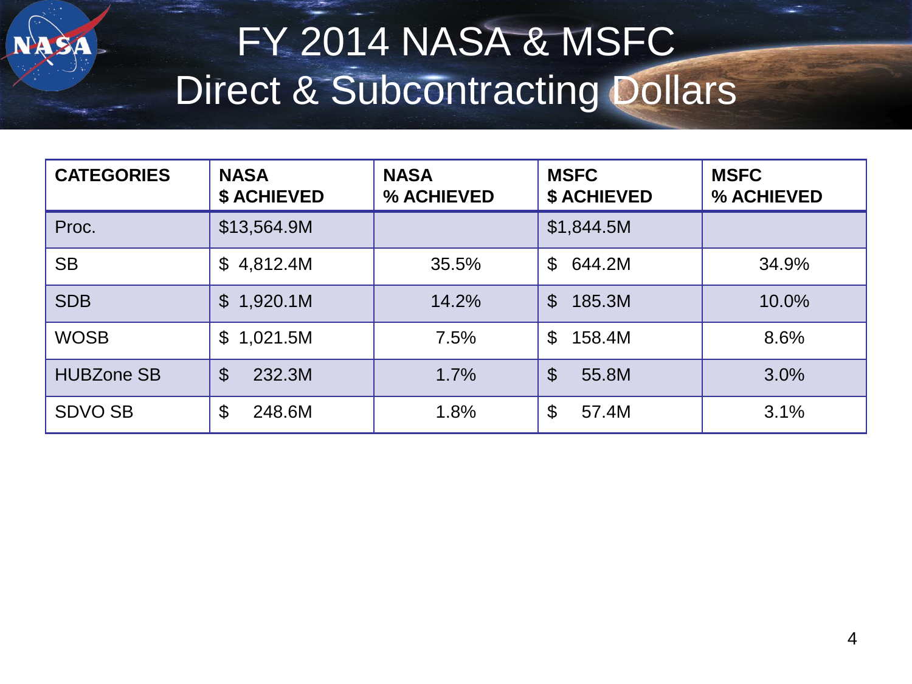# FY 2014 NASA & MSFC Direct & Subcontracting Dollars

| CATEGORIES | NASA $ ACHIEVED | NASA % ACHIEVED | MSFC $ ACHIEVED | MSFC % ACHIEVED |
|---|---|---|---|---|
| Proc. | $13,564.9M | | $1,844.5M | |
| SB | $ 4,812.4M | 35.5% | $ 644.2M | 34.9% |
| SDB | $ 1,920.1M | 14.2% | $ 185.3M | 10.0% |
| WOSB | $ 1,021.5M | 7.5% | $ 158.4M | 8.6% |
| HUBZone SB | $ 232.3M | 1.7% | $ 55.8M | 3.0% |
| SDVO SB | $ 248.6M | 1.8% | $ 57.4M | 3.1% |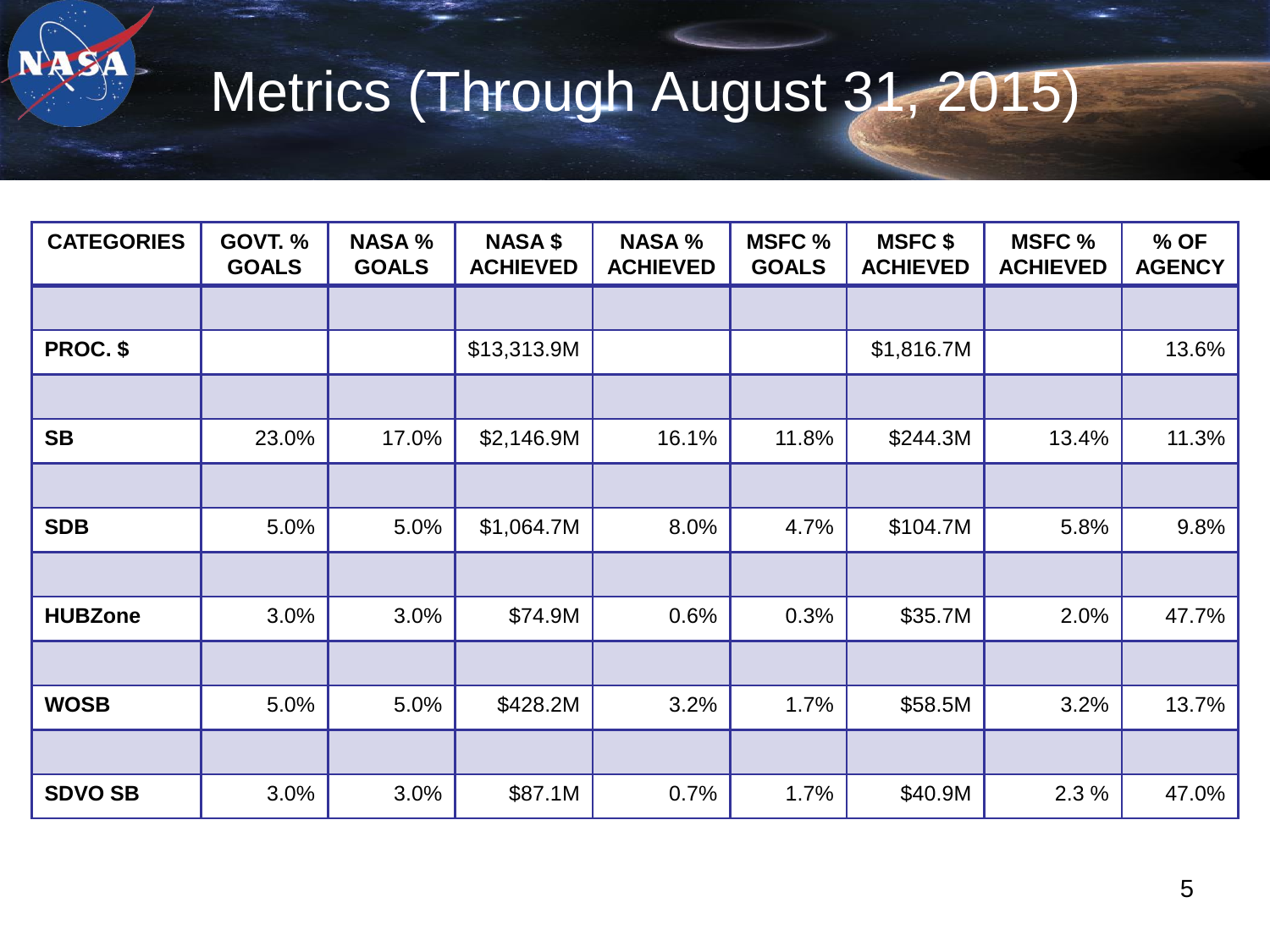# Metrics (Through August 31, 2015)

| CATEGORIES | GOVT. % GOALS | NASA % GOALS | NASA $ ACHIEVED | NASA % ACHIEVED | MSFC % GOALS | MSFC $ ACHIEVED | MSFC % ACHIEVED | % OF AGENCY |
|---|---|---|---|---|---|---|---|---|
| | | | | | | | | |
| **PROC. $** | | | $13,313.9M | | | $1,816.7M | | 13.6% |
| | | | | | | | | |
| **SB** | 23.0% | 17.0% | $2,146.9M | 16.1% | 11.8% | $244.3M | 13.4% | 11.3% |
| | | | | | | | | |
| **SDB** | 5.0% | 5.0% | $1,064.7M | 8.0% | 4.7% | $104.7M | 5.8% | 9.8% |
| | | | | | | | | |
| **HUBZone** | 3.0% | 3.0% | $74.9M | 0.6% | 0.3% | $35.7M | 2.0% | 47.7% |
| | | | | | | | | |
| **WOSB** | 5.0% | 5.0% | $428.2M | 3.2% | 1.7% | $58.5M | 3.2% | 13.7% |
| | | | | | | | | |
| **SDVO SB** | 3.0% | 3.0% | $87.1M | 0.7% | 1.7% | $40.9M | 2.3 % | 47.0% |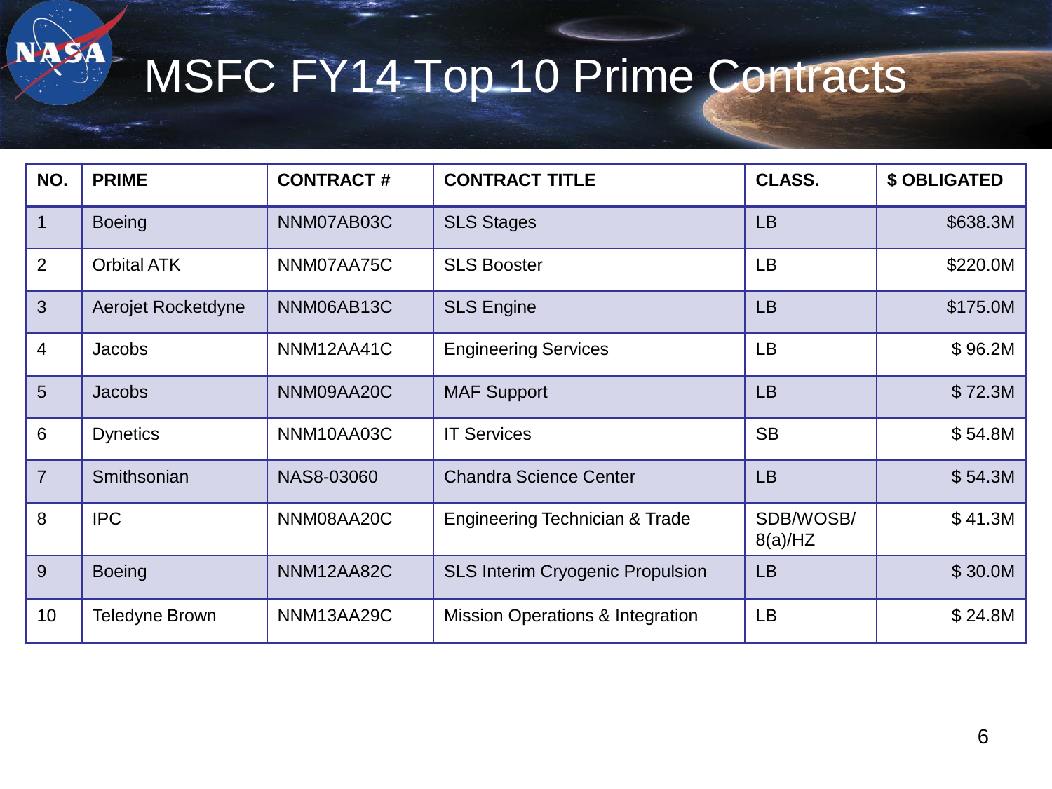# MSFC FY14 Top 10 Prime Contracts

| NO. | PRIME | CONTRACT # | CONTRACT TITLE | CLASS. | $ OBLIGATED |
|---|---|---|---|---|---|
| 1 | Boeing | NNM07AB03C | SLS Stages | LB | $638.3M |
| 2 | Orbital ATK | NNM07AA75C | SLS Booster | LB | $220.0M |
| 3 | Aerojet Rocketdyne | NNM06AB13C | SLS Engine | LB | $175.0M |
| 4 | Jacobs | NNM12AA41C | Engineering Services | LB | $ 96.2M |
| 5 | Jacobs | NNM09AA20C | MAF Support | LB | $ 72.3M |
| 6 | Dynetics | NNM10AA03C | IT Services | SB | $ 54.8M |
| 7 | Smithsonian | NAS8-03060 | Chandra Science Center | LB | $ 54.3M |
| 8 | IPC | NNM08AA20C | Engineering Technician & Trade | SDB/WOSB/ 8(a)/HZ | $ 41.3M |
| 9 | Boeing | NNM12AA82C | SLS Interim Cryogenic Propulsion | LB | $ 30.0M |
| 10 | Teledyne Brown | NNM13AA29C | Mission Operations & Integration | LB | $ 24.8M |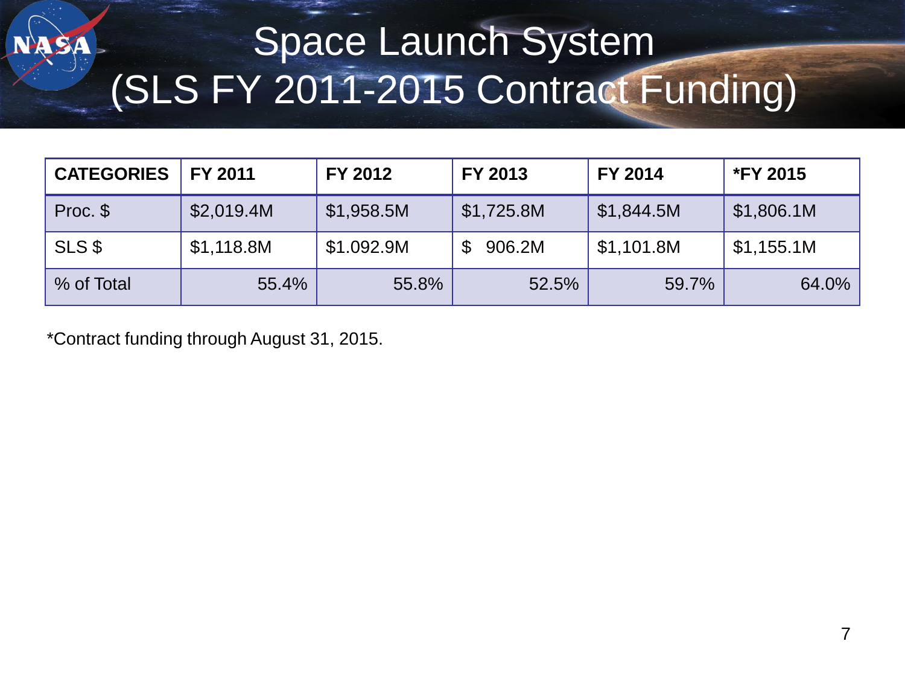# Space Launch System (SLS FY 2011-2015 Contract Funding)

| CATEGORIES | FY 2011 | FY 2012 | FY 2013 | FY 2014 | *FY 2015 |
|---|---|---|---|---|---|
| Proc. $ | $2,019.4M | $1,958.5M | $1,725.8M | $1,844.5M | $1,806.1M |
| SLS $ | $1,118.8M | $1.092.9M | $ 906.2M | $1,101.8M | $1,155.1M |
| % of Total | 55.4% | 55.8% | 52.5% | 59.7% | 64.0% |

*Contract funding through August 31, 2015.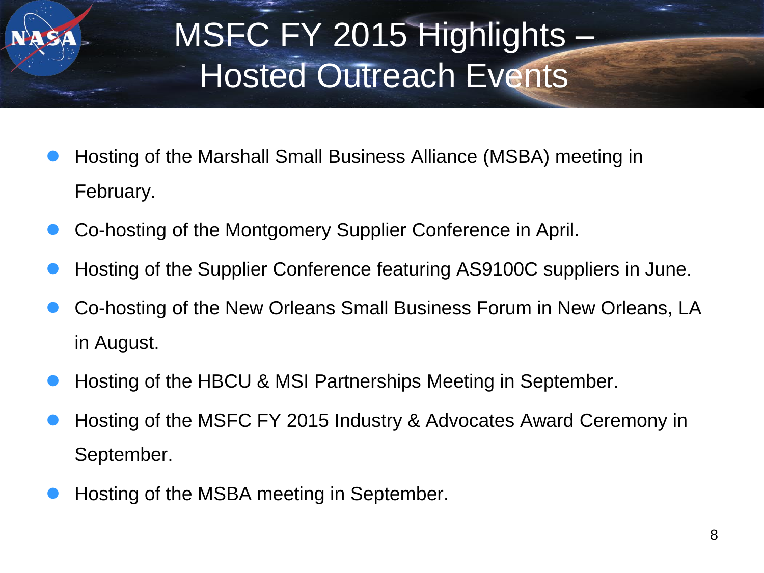# MSFC FY 2015 Highlights – Hosted Outreach Events

- Hosting of the Marshall Small Business Alliance (MSBA) meeting in February.
- Co-hosting of the Montgomery Supplier Conference in April.
- Hosting of the Supplier Conference featuring AS9100C suppliers in June.
- Co-hosting of the New Orleans Small Business Forum in New Orleans, LA in August.
- Hosting of the HBCU & MSI Partnerships Meeting in September.
- Hosting of the MSFC FY 2015 Industry & Advocates Award Ceremony in September.
- Hosting of the MSBA meeting in September.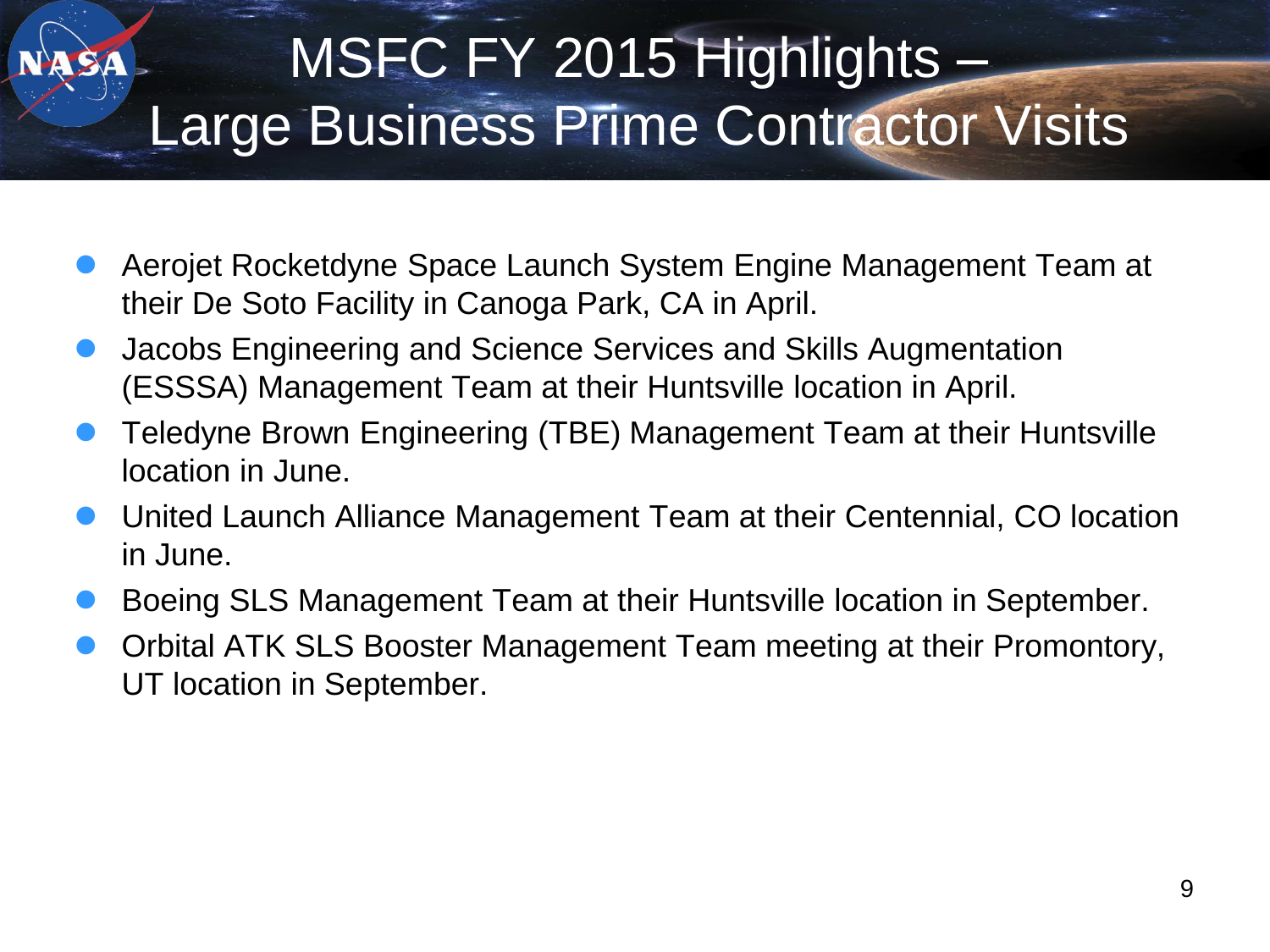# MSFC FY 2015 Highlights – Large Business Prime Contractor Visits

- Aerojet Rocketdyne Space Launch System Engine Management Team at their De Soto Facility in Canoga Park, CA in April.
- Jacobs Engineering and Science Services and Skills Augmentation (ESSSA) Management Team at their Huntsville location in April.
- Teledyne Brown Engineering (TBE) Management Team at their Huntsville location in June.
- United Launch Alliance Management Team at their Centennial, CO location in June.
- Boeing SLS Management Team at their Huntsville location in September.
- Orbital ATK SLS Booster Management Team meeting at their Promontory, UT location in September.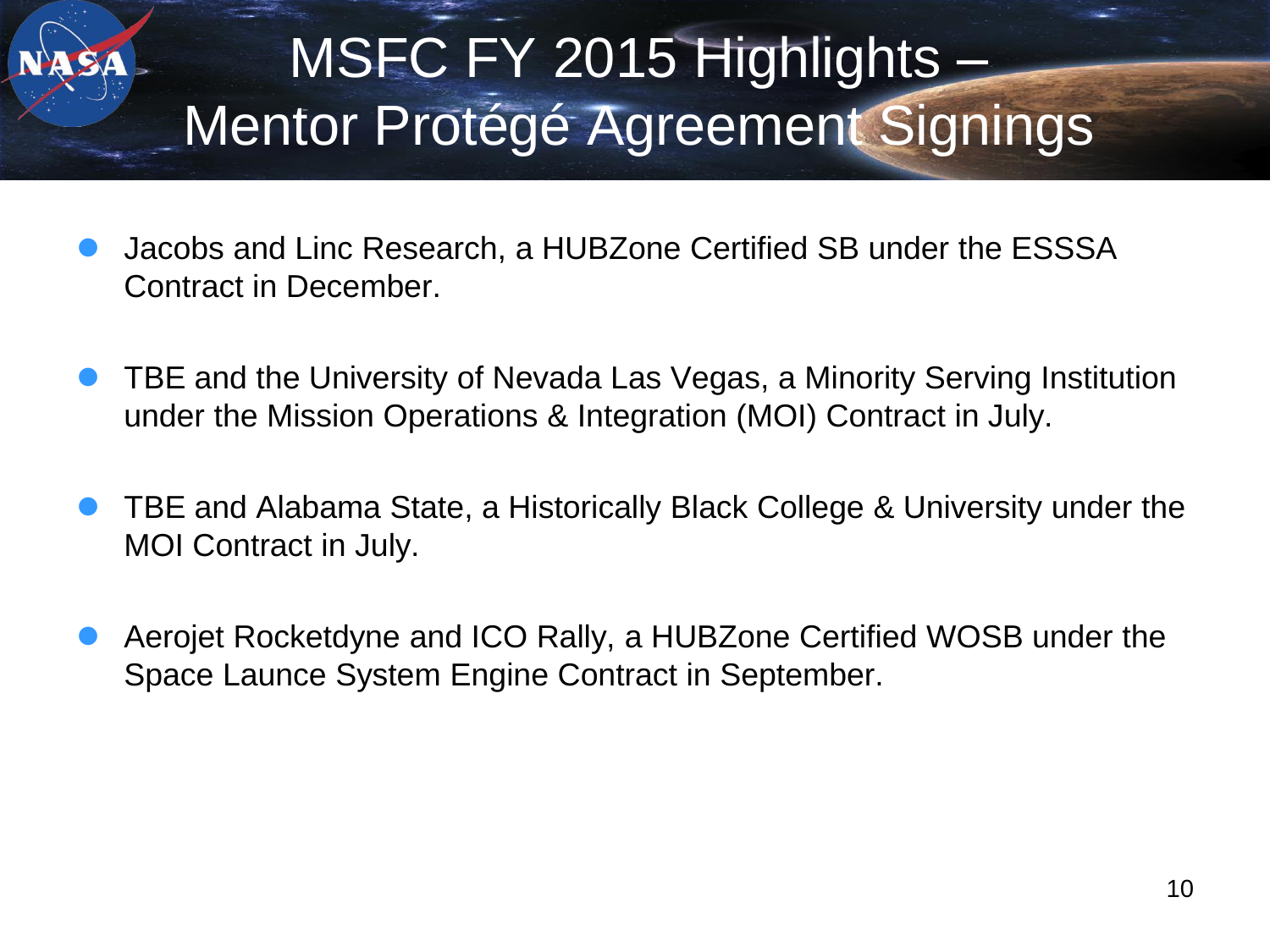# MSFC FY 2015 Highlights – Mentor Protégé Agreement Signings

- Jacobs and Linc Research, a HUBZone Certified SB under the ESSSA Contract in December.
- TBE and the University of Nevada Las Vegas, a Minority Serving Institution under the Mission Operations & Integration (MOI) Contract in July.
- TBE and Alabama State, a Historically Black College & University under the MOI Contract in July.
- Aerojet Rocketdyne and ICO Rally, a HUBZone Certified WOSB under the Space Launce System Engine Contract in September.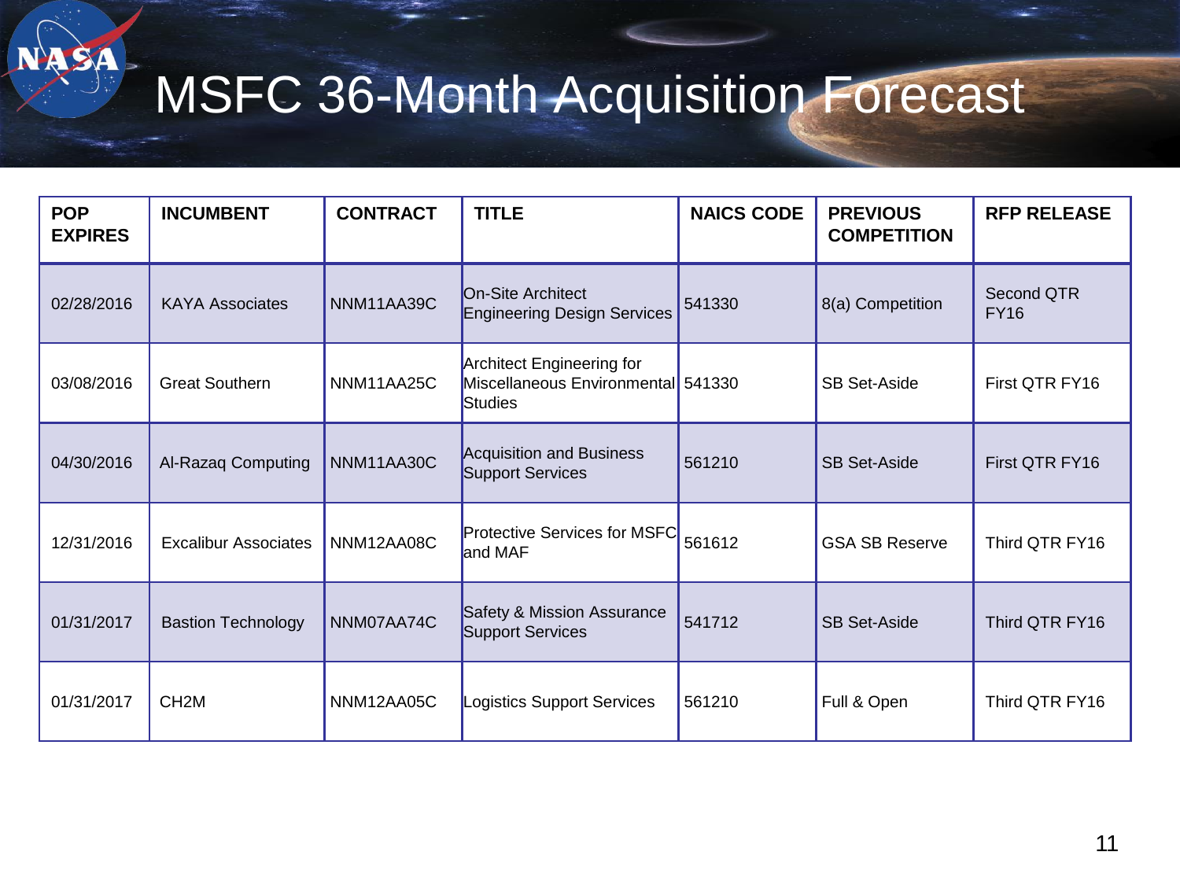# MSFC 36-Month Acquisition Forecast

| POP EXPIRES | INCUMBENT | CONTRACT | TITLE | NAICS CODE | PREVIOUS COMPETITION | RFP RELEASE |
|---|---|---|---|---|---|---|
| 02/28/2016 | KAYA Associates | NNM11AA39C | On-Site Architect Engineering Design Services | 541330 | 8(a) Competition | Second QTR FY16 |
| 03/08/2016 | Great Southern | NNM11AA25C | Architect Engineering for Miscellaneous Environmental Studies | 541330 | SB Set-Aside | First QTR FY16 |
| 04/30/2016 | Al-Razaq Computing | NNM11AA30C | Acquisition and Business Support Services | 561210 | SB Set-Aside | First QTR FY16 |
| 12/31/2016 | Excalibur Associates | NNM12AA08C | Protective Services for MSFC and MAF | 561612 | GSA SB Reserve | Third QTR FY16 |
| 01/31/2017 | Bastion Technology | NNM07AA74C | Safety & Mission Assurance Support Services | 541712 | SB Set-Aside | Third QTR FY16 |
| 01/31/2017 | CH2M | NNM12AA05C | Logistics Support Services | 561210 | Full & Open | Third QTR FY16 |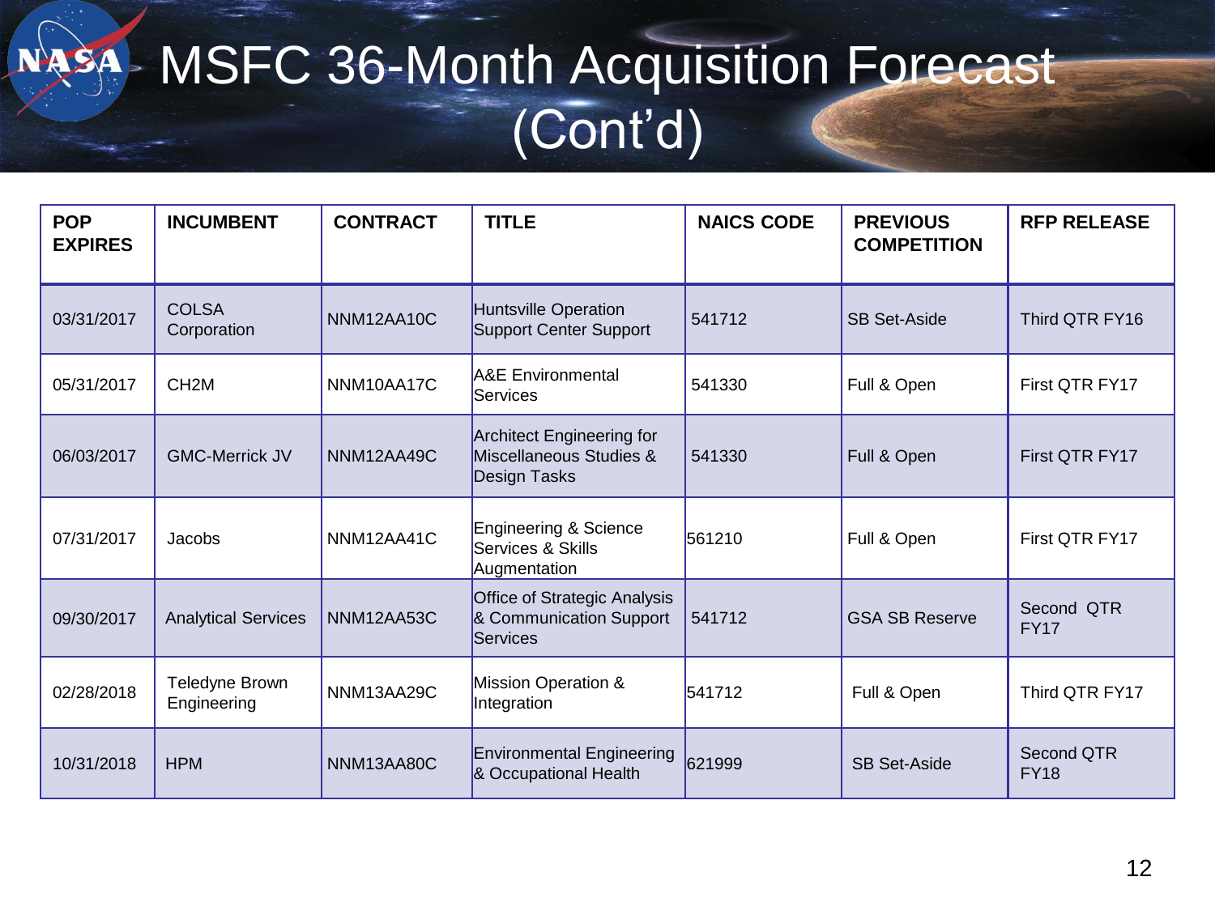# MSFC 36-Month Acquisition Forecast (Cont'd)

| POP EXPIRES | INCUMBENT | CONTRACT | TITLE | NAICS CODE | PREVIOUS COMPETITION | RFP RELEASE |
|---|---|---|---|---|---|---|
| 03/31/2017 | COLSA Corporation | NNM12AA10C | Huntsville Operation Support Center Support | 541712 | SB Set-Aside | Third QTR FY16 |
| 05/31/2017 | CH2M | NNM10AA17C | A&E Environmental Services | 541330 | Full & Open | First QTR FY17 |
| 06/03/2017 | GMC-Merrick JV | NNM12AA49C | Architect Engineering for Miscellaneous Studies & Design Tasks | 541330 | Full & Open | First QTR FY17 |
| 07/31/2017 | Jacobs | NNM12AA41C | Engineering & Science Services & Skills Augmentation | 561210 | Full & Open | First QTR FY17 |
| 09/30/2017 | Analytical Services | NNM12AA53C | Office of Strategic Analysis & Communication Support Services | 541712 | GSA SB Reserve | Second QTR FY17 |
| 02/28/2018 | Teledyne Brown Engineering | NNM13AA29C | Mission Operation & Integration | 541712 | Full & Open | Third QTR FY17 |
| 10/31/2018 | HPM | NNM13AA80C | Environmental Engineering & Occupational Health | 621999 | SB Set-Aside | Second QTR FY18 |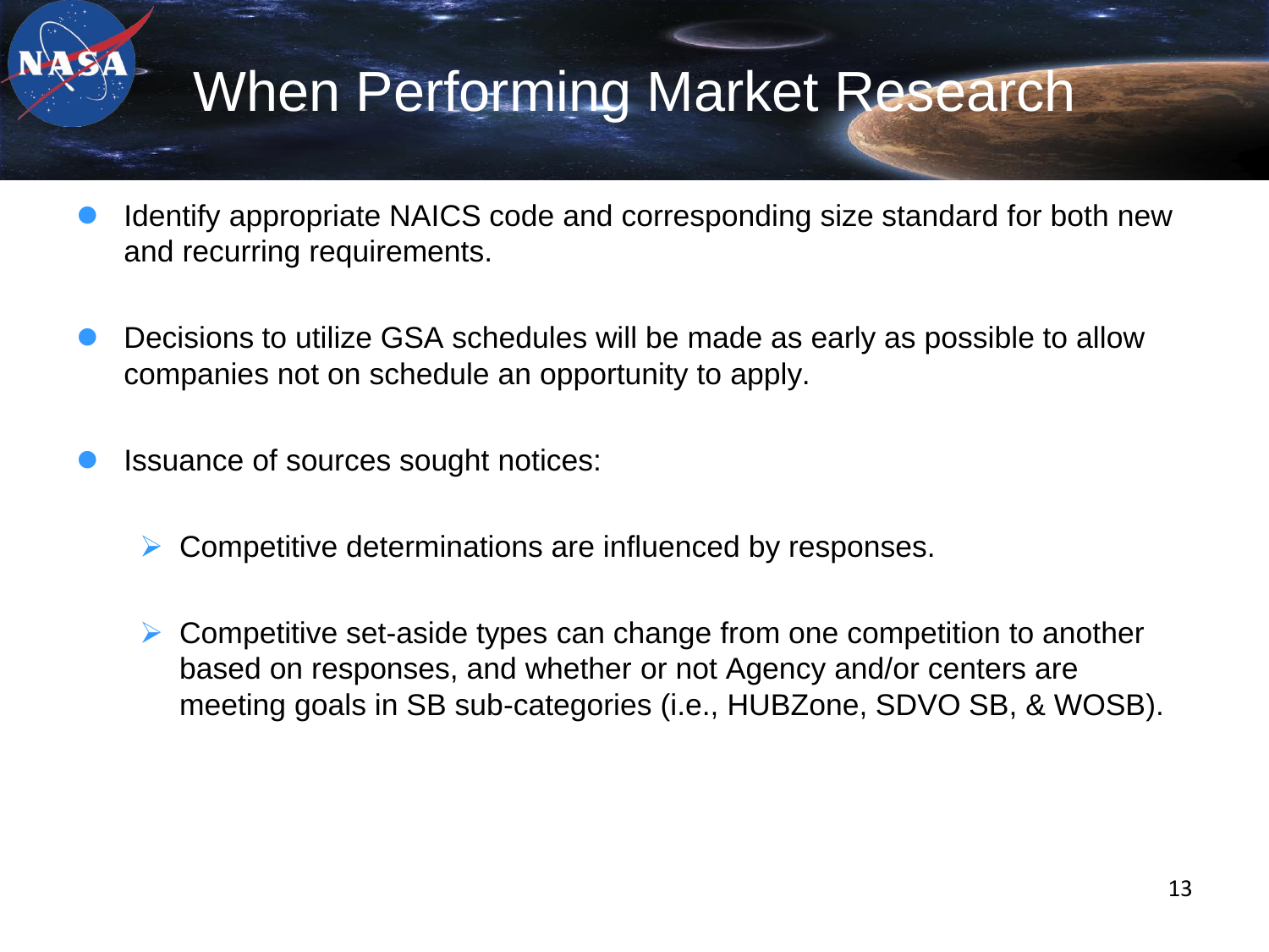# When Performing Market Research

- Identify appropriate NAICS code and corresponding size standard for both new and recurring requirements.

- Decisions to utilize GSA schedules will be made as early as possible to allow companies not on schedule an opportunity to apply.

- Issuance of sources sought notices:
  - Competitive determinations are influenced by responses.
  - Competitive set-aside types can change from one competition to another based on responses, and whether or not Agency and/or centers are meeting goals in SB sub-categories (i.e., HUBZone, SDVO SB, & WOSB).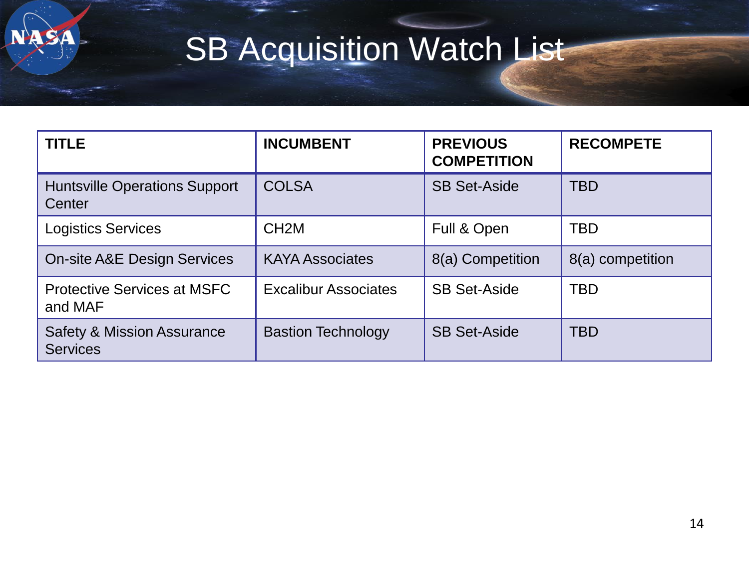# SB Acquisition Watch List

| TITLE | INCUMBENT | PREVIOUS COMPETITION | RECOMPETE |
|---|---|---|---|
| Huntsville Operations Support Center | COLSA | SB Set-Aside | TBD |
| Logistics Services | CH2M | Full & Open | TBD |
| On-site A&E Design Services | KAYA Associates | 8(a) Competition | 8(a) competition |
| Protective Services at MSFC and MAF | Excalibur Associates | SB Set-Aside | TBD |
| Safety & Mission Assurance Services | Bastion Technology | SB Set-Aside | TBD |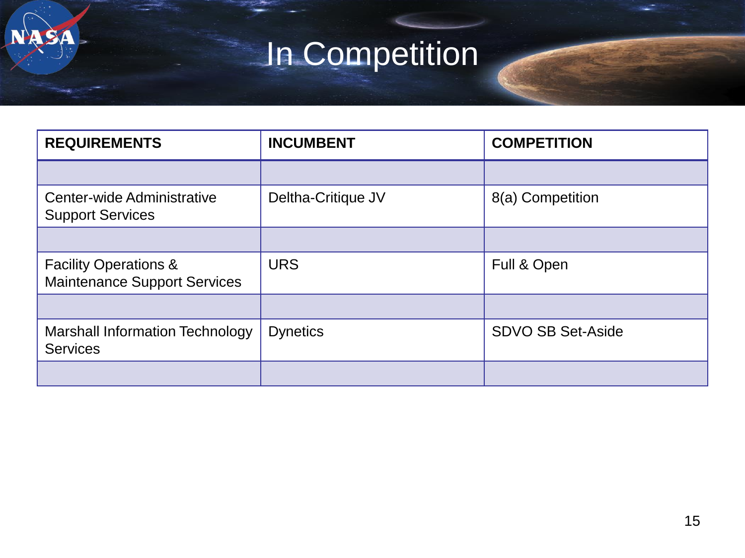# In Competition

| REQUIREMENTS | INCUMBENT | COMPETITION |
|---|---|---|
| | | |
| Center-wide Administrative Support Services | Deltha-Critique JV | 8(a) Competition |
| | | |
| Facility Operations & Maintenance Support Services | URS | Full & Open |
| | | |
| Marshall Information Technology Services | Dynetics | SDVO SB Set-Aside |
| | | |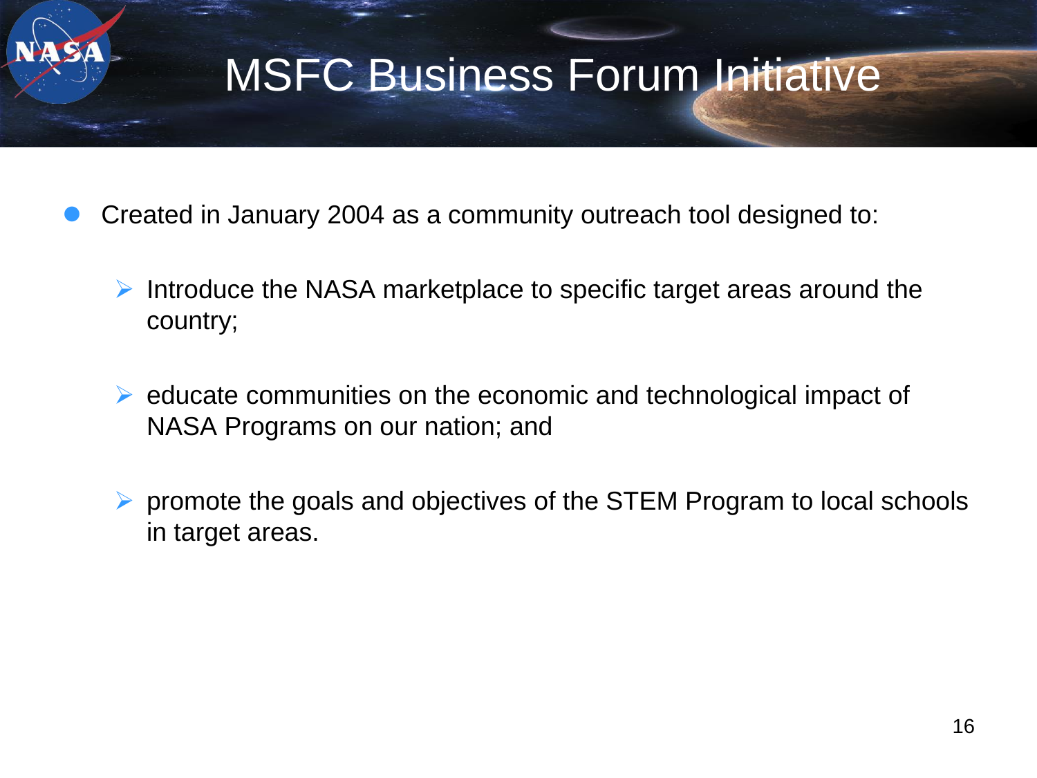# MSFC Business Forum Initiative

- Created in January 2004 as a community outreach tool designed to:
  - Introduce the NASA marketplace to specific target areas around the country;
  - educate communities on the economic and technological impact of NASA Programs on our nation; and
  - promote the goals and objectives of the STEM Program to local schools in target areas.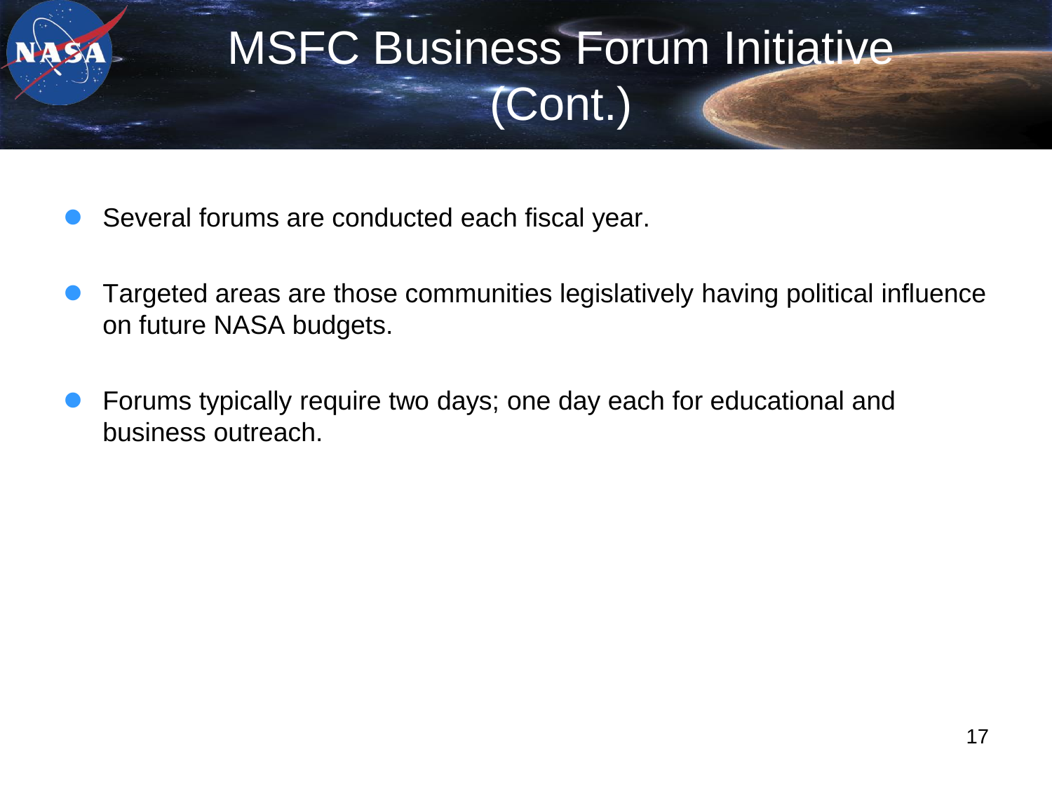# MSFC Business Forum Initiative (Cont.)

- Several forums are conducted each fiscal year.
- Targeted areas are those communities legislatively having political influence on future NASA budgets.
- Forums typically require two days; one day each for educational and business outreach.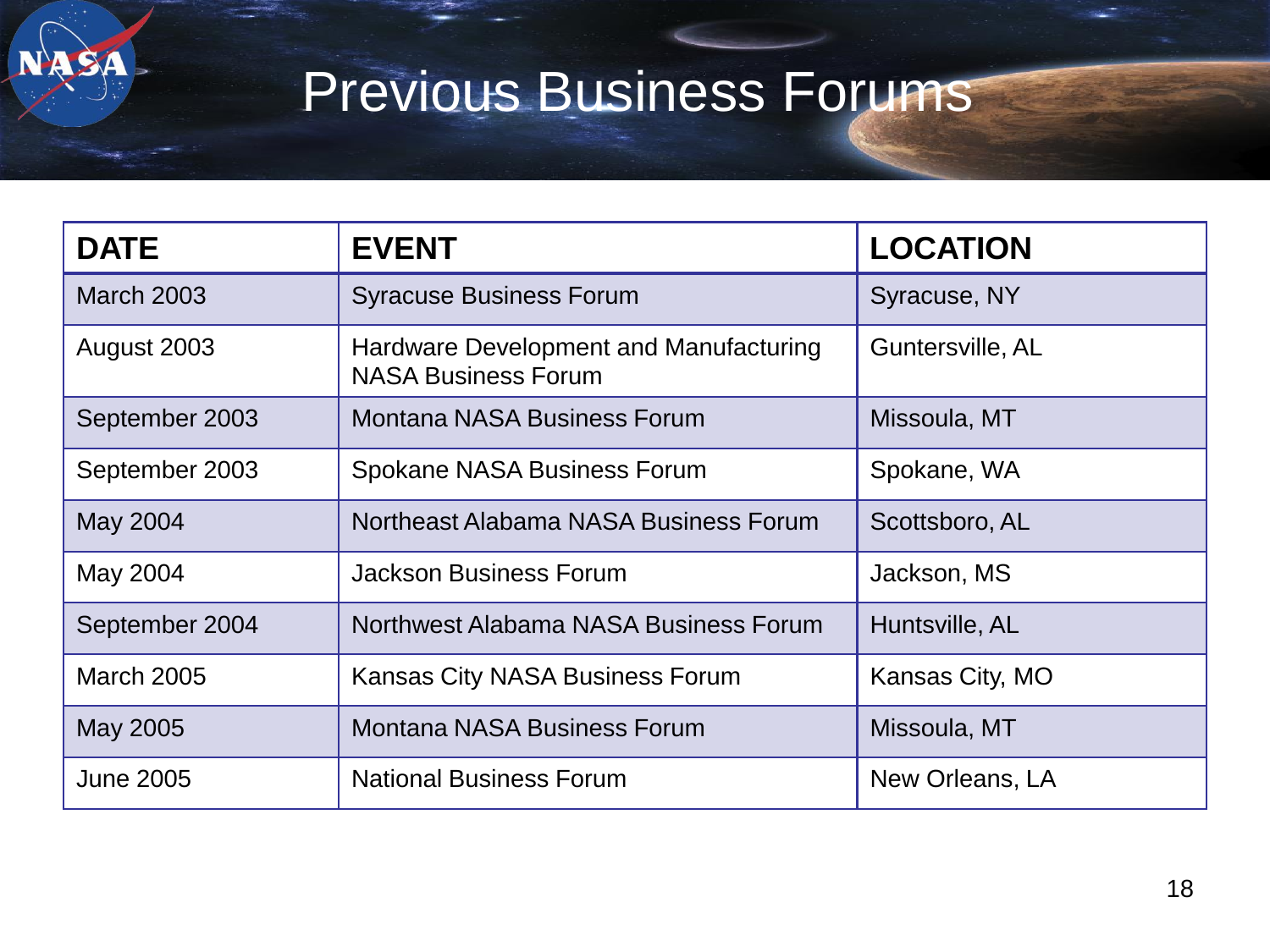# Previous Business Forums

| DATE | EVENT | LOCATION |
|---|---|---|
| March 2003 | Syracuse Business Forum | Syracuse, NY |
| August 2003 | Hardware Development and Manufacturing NASA Business Forum | Guntersville, AL |
| September 2003 | Montana NASA Business Forum | Missoula, MT |
| September 2003 | Spokane NASA Business Forum | Spokane, WA |
| May 2004 | Northeast Alabama NASA Business Forum | Scottsboro, AL |
| May 2004 | Jackson Business Forum | Jackson, MS |
| September 2004 | Northwest Alabama NASA Business Forum | Huntsville, AL |
| March 2005 | Kansas City NASA Business Forum | Kansas City, MO |
| May 2005 | Montana NASA Business Forum | Missoula, MT |
| June 2005 | National Business Forum | New Orleans, LA |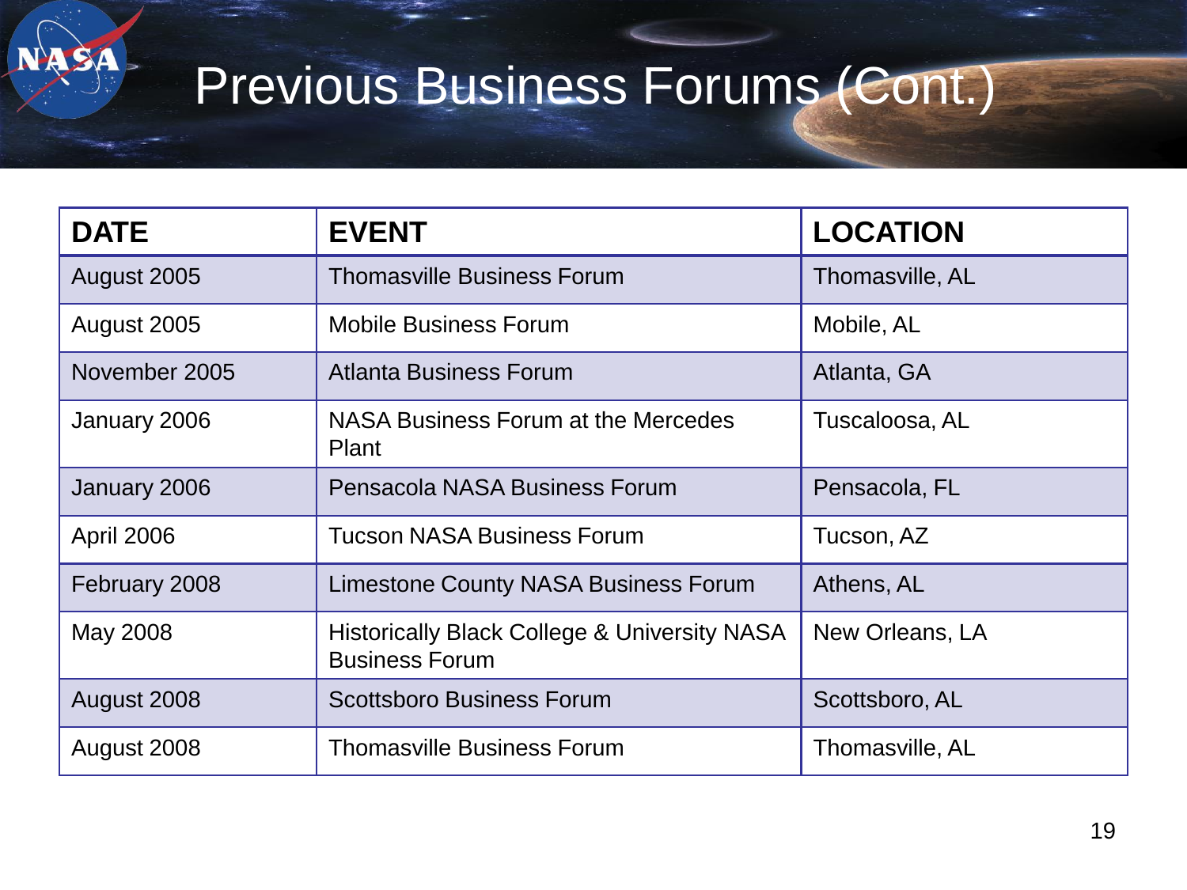# Previous Business Forums (Cont.)

| DATE | EVENT | LOCATION |
|---|---|---|
| August 2005 | Thomasville Business Forum | Thomasville, AL |
| August 2005 | Mobile Business Forum | Mobile, AL |
| November 2005 | Atlanta Business Forum | Atlanta, GA |
| January 2006 | NASA Business Forum at the Mercedes Plant | Tuscaloosa, AL |
| January 2006 | Pensacola NASA Business Forum | Pensacola, FL |
| April 2006 | Tucson NASA Business Forum | Tucson, AZ |
| February 2008 | Limestone County NASA Business Forum | Athens, AL |
| May 2008 | Historically Black College & University NASA Business Forum | New Orleans, LA |
| August 2008 | Scottsboro Business Forum | Scottsboro, AL |
| August 2008 | Thomasville Business Forum | Thomasville, AL |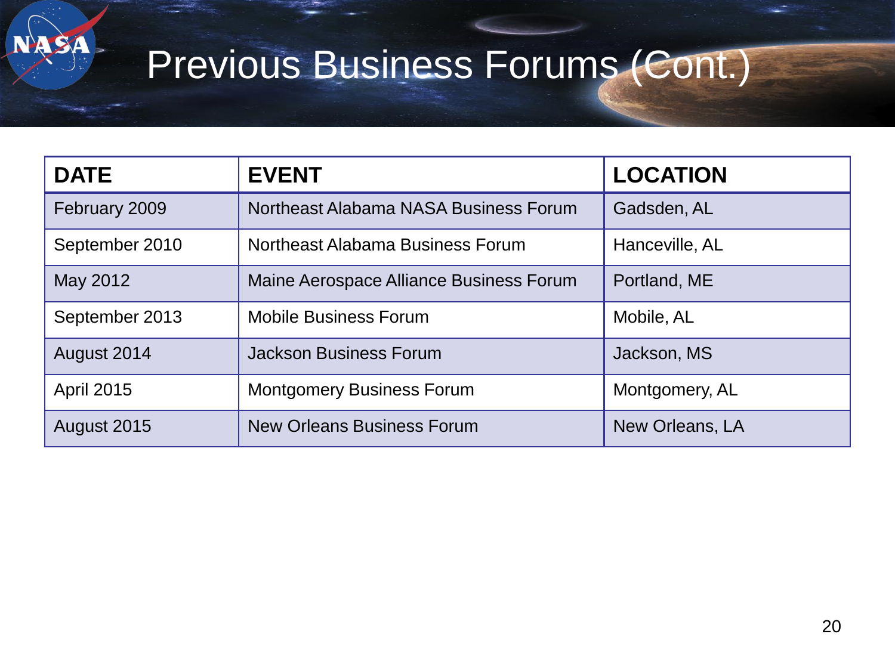# Previous Business Forums (Cont.)

| DATE | EVENT | LOCATION |
|---|---|---|
| February 2009 | Northeast Alabama NASA Business Forum | Gadsden, AL |
| September 2010 | Northeast Alabama Business Forum | Hanceville, AL |
| May 2012 | Maine Aerospace Alliance Business Forum | Portland, ME |
| September 2013 | Mobile Business Forum | Mobile, AL |
| August 2014 | Jackson Business Forum | Jackson, MS |
| April 2015 | Montgomery Business Forum | Montgomery, AL |
| August 2015 | New Orleans Business Forum | New Orleans, LA |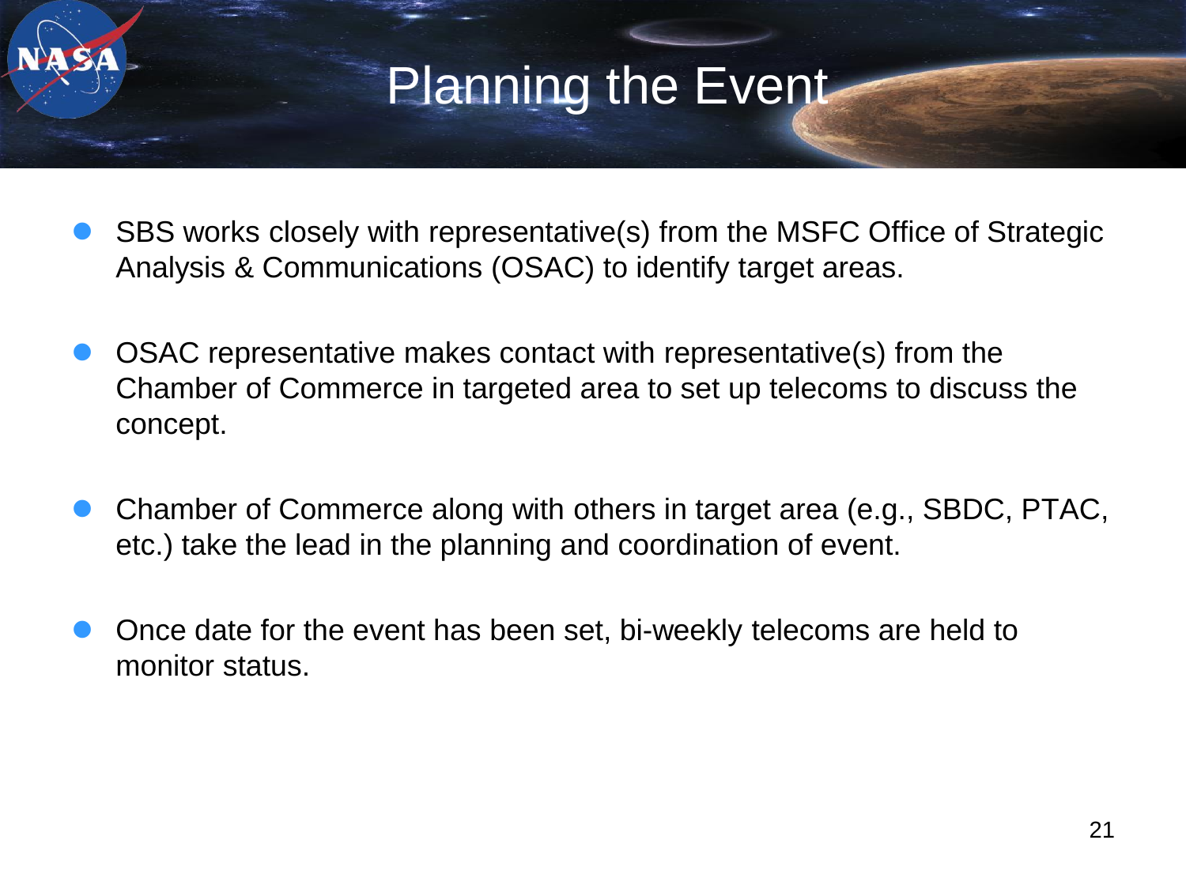# Planning the Event

- SBS works closely with representative(s) from the MSFC Office of Strategic Analysis & Communications (OSAC) to identify target areas.
- OSAC representative makes contact with representative(s) from the Chamber of Commerce in targeted area to set up telecoms to discuss the concept.
- Chamber of Commerce along with others in target area (e.g., SBDC, PTAC, etc.) take the lead in the planning and coordination of event.
- Once date for the event has been set, bi-weekly telecoms are held to monitor status.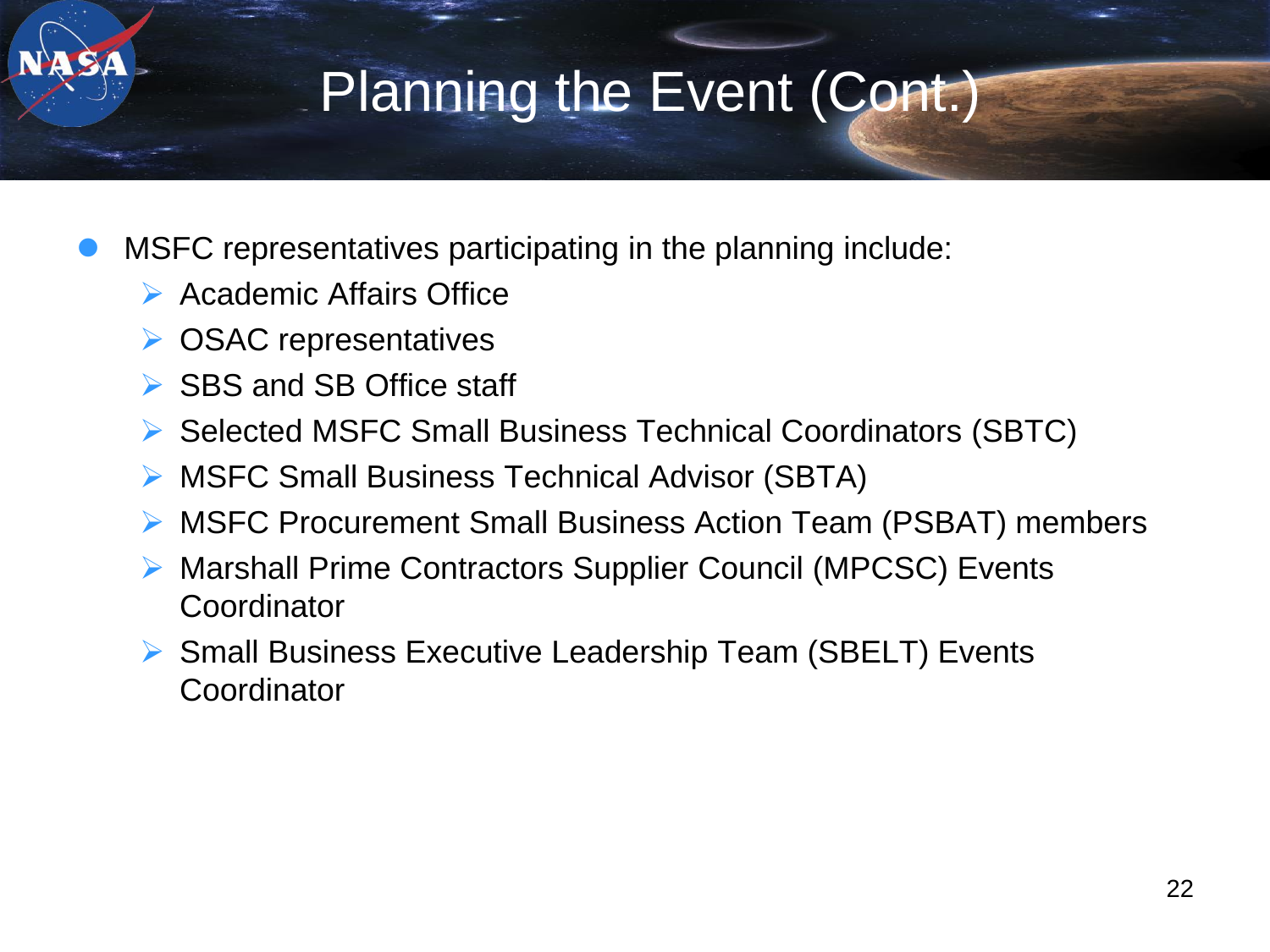# Planning the Event (Cont.)

- MSFC representatives participating in the planning include:
  - Academic Affairs Office
  - OSAC representatives
  - SBS and SB Office staff
  - Selected MSFC Small Business Technical Coordinators (SBTC)
  - MSFC Small Business Technical Advisor (SBTA)
  - MSFC Procurement Small Business Action Team (PSBAT) members
  - Marshall Prime Contractors Supplier Council (MPCSC) Events Coordinator
  - Small Business Executive Leadership Team (SBELT) Events Coordinator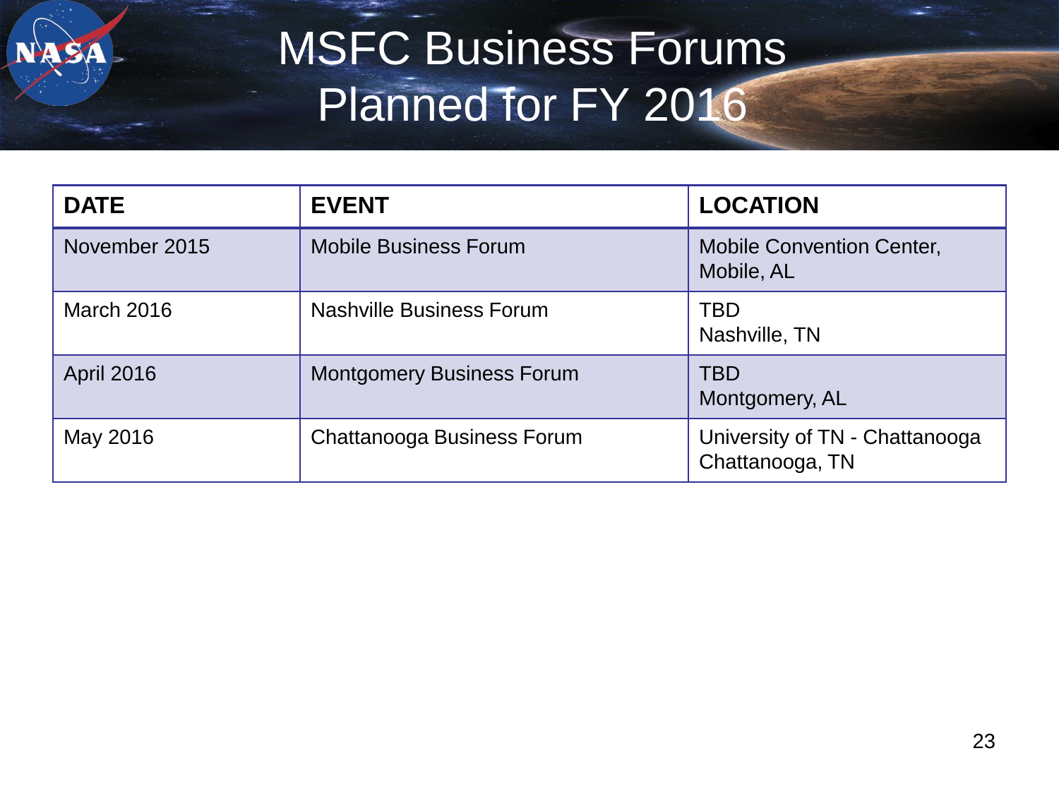# MSFC Business Forums Planned for FY 2016

| DATE | EVENT | LOCATION |
| --- | --- | --- |
| November 2015 | Mobile Business Forum | Mobile Convention Center, Mobile, AL |
| March 2016 | Nashville Business Forum | TBD Nashville, TN |
| April 2016 | Montgomery Business Forum | TBD Montgomery, AL |
| May 2016 | Chattanooga Business Forum | University of TN - Chattanooga Chattanooga, TN |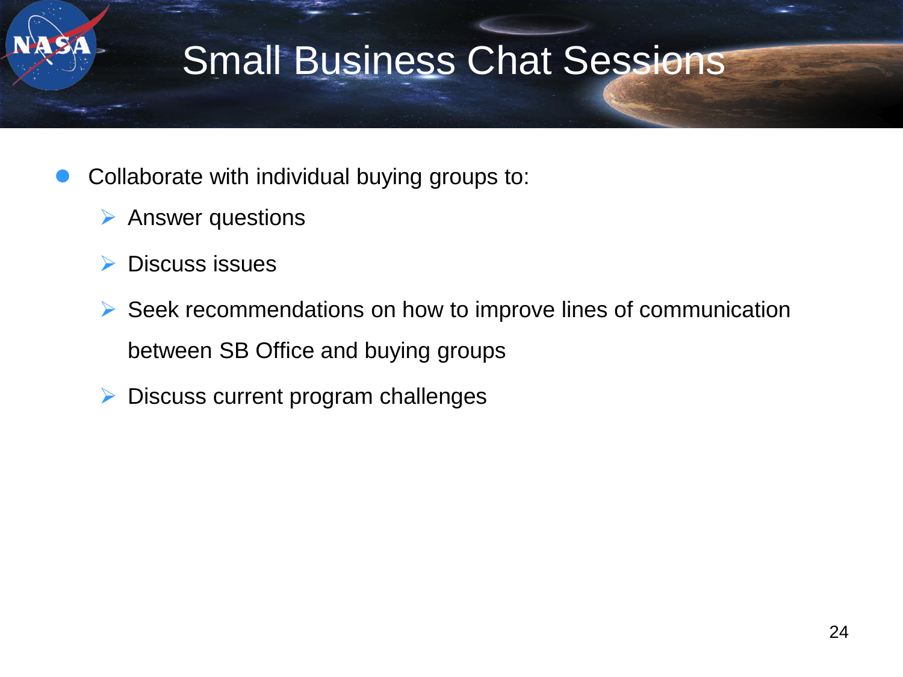# Small Business Chat Sessions

- Collaborate with individual buying groups to:
  - Answer questions
  - Discuss issues
  - Seek recommendations on how to improve lines of communication between SB Office and buying groups
  - Discuss current program challenges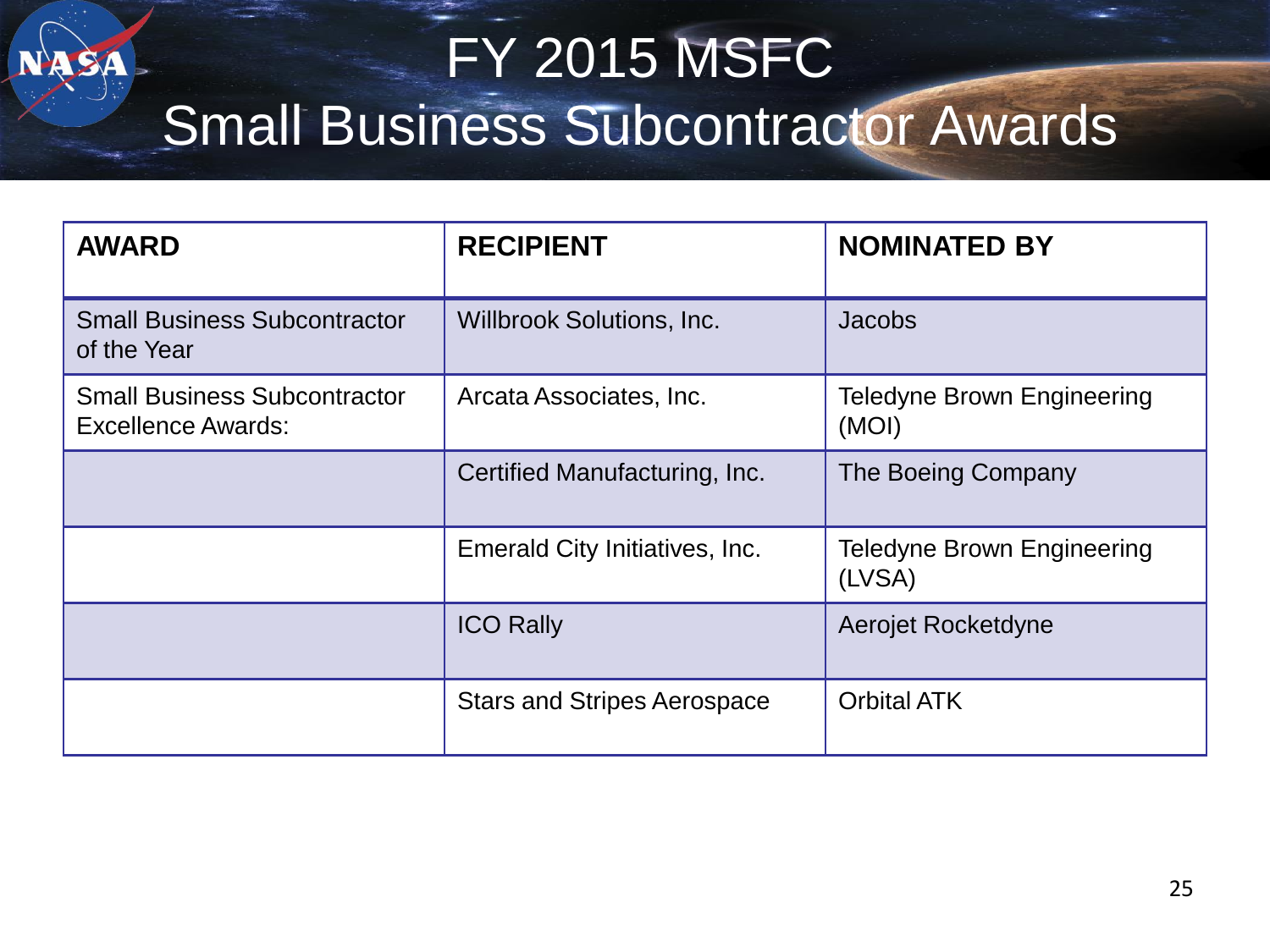# FY 2015 MSFC Small Business Subcontractor Awards

| AWARD | RECIPIENT | NOMINATED BY |
| --- | --- | --- |
| Small Business Subcontractor of the Year | Willbrook Solutions, Inc. | Jacobs |
| Small Business Subcontractor Excellence Awards: | Arcata Associates, Inc. | Teledyne Brown Engineering (MOI) |
| | Certified Manufacturing, Inc. | The Boeing Company |
| | Emerald City Initiatives, Inc. | Teledyne Brown Engineering (LVSA) |
| | ICO Rally | Aerojet Rocketdyne |
| | Stars and Stripes Aerospace | Orbital ATK |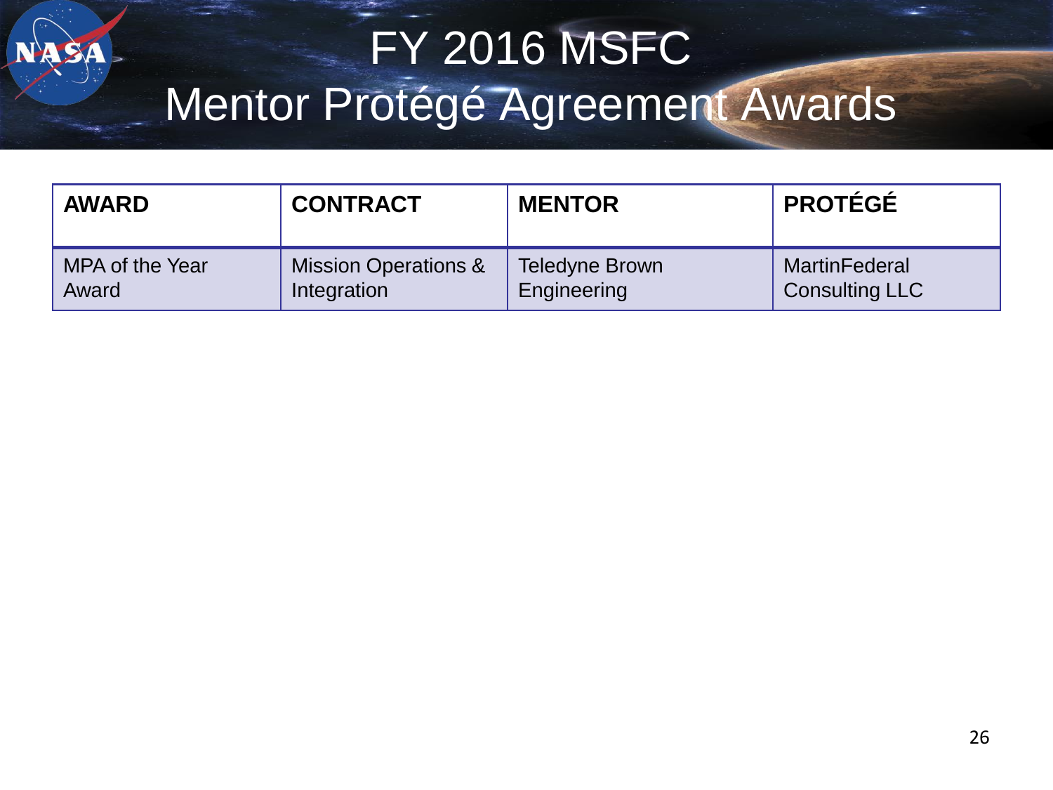# FY 2016 MSFC Mentor Protégé Agreement Awards

| AWARD | CONTRACT | MENTOR | PROTÉGÉ |
| --- | --- | --- | --- |
| MPA of the Year Award | Mission Operations & Integration | Teledyne Brown Engineering | MartinFederal Consulting LLC |